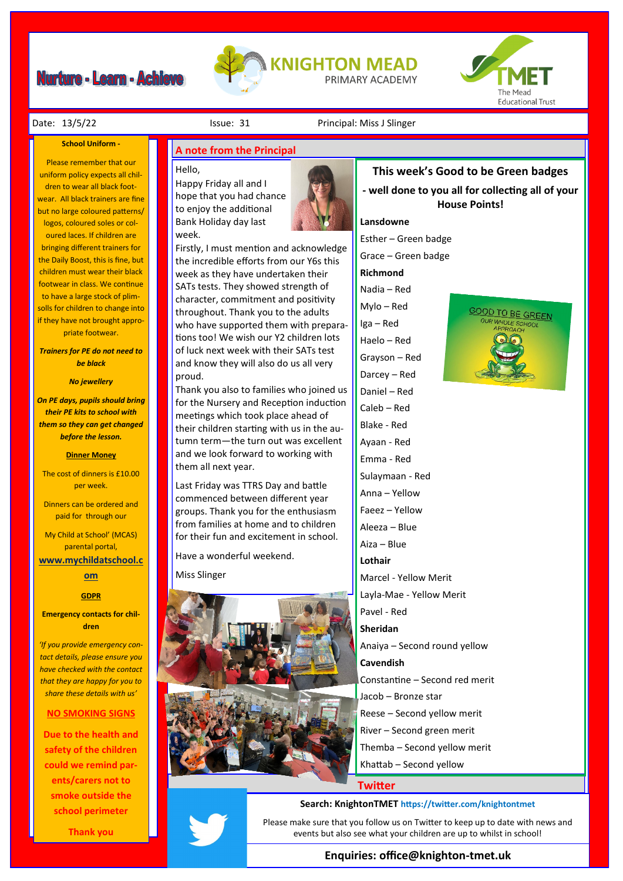# Nurture - Learn - Achieve

## KNIGHTON MEAD PRIMARY ACADEMY

TMET The Mead Educational Trust

Date: 13/5/22 Issue: 31 Principal: Miss J Slinger

### School Uniform -

Please remember that our uniform policy expects all children to wear all black footwear. All black trainers are fine but no large coloured patterns/ logos, coloured soles or coloured laces. If children are bringing different trainers for the Daily Boost, this is fine, but children must wear their black footwear in class. We continue to have a large stock of plimsolls for children to change into if they have not brought appropriate footwear.

***Trainers for PE do not need to be black***

***No jewellery***

***On PE days, pupils should bring their PE kits to school with them so they can get changed before the lesson.***

**Dinner Money**

The cost of dinners is £10.00 per week.

Dinners can be ordered and paid for through our

My Child at School' (MCAS) parental portal,

**www.mychildatschool.com**

**GDPR**

**Emergency contacts for children**

*'If you provide emergency contact details, please ensure you have checked with the contact that they are happy for you to share these details with us'*

**NO SMOKING SIGNS**

**Due to the health and safety of the children could we remind parents/carers not to smoke outside the school perimeter**

**Thank you**

## A note from the Principal

Hello,

Happy Friday all and I hope that you had chance to enjoy the additional Bank Holiday day last week.

Firstly, I must mention and acknowledge the incredible efforts from our Y6s this week as they have undertaken their SATs tests. They showed strength of character, commitment and positivity throughout. Thank you to the adults who have supported them with preparations too! We wish our Y2 children lots of luck next week with their SATs test and know they will also do us all very proud.

Thank you also to families who joined us for the Nursery and Reception induction meetings which took place ahead of their children starting with us in the autumn term—the turn out was excellent and we look forward to working with them all next year.

Last Friday was TTRS Day and battle commenced between different year groups. Thank you for the enthusiasm from families at home and to children for their fun and excitement in school.

Have a wonderful weekend.

Miss Slinger

## This week's Good to be Green badges

**- well done to you all for collecting all of your House Points!**

**Lansdowne**

Esther – Green badge

Grace – Green badge

**Richmond**

Nadia – Red

Mylo – Red

Iga – Red

Haelo – Red

Grayson – Red

Darcey – Red

Daniel – Red

Caleb – Red

Blake - Red

Ayaan - Red

Emma - Red

Sulaymaan - Red

Anna – Yellow

Faeez – Yellow

Aleeza – Blue

Aiza – Blue

**Lothair**

Marcel - Yellow Merit

Layla-Mae - Yellow Merit

Pavel - Red

**Sheridan**

Anaiya – Second round yellow

**Cavendish**

Constantine – Second red merit

Jacob – Bronze star

Reese – Second yellow merit

River – Second green merit

Themba – Second yellow merit

Khattab – Second yellow

## Twitter

**Search: KnightonTMET https://twitter.com/knightontmet**

Please make sure that you follow us on Twitter to keep up to date with news and events but also see what your children are up to whilst in school!

**Enquiries: office@knighton-tmet.uk**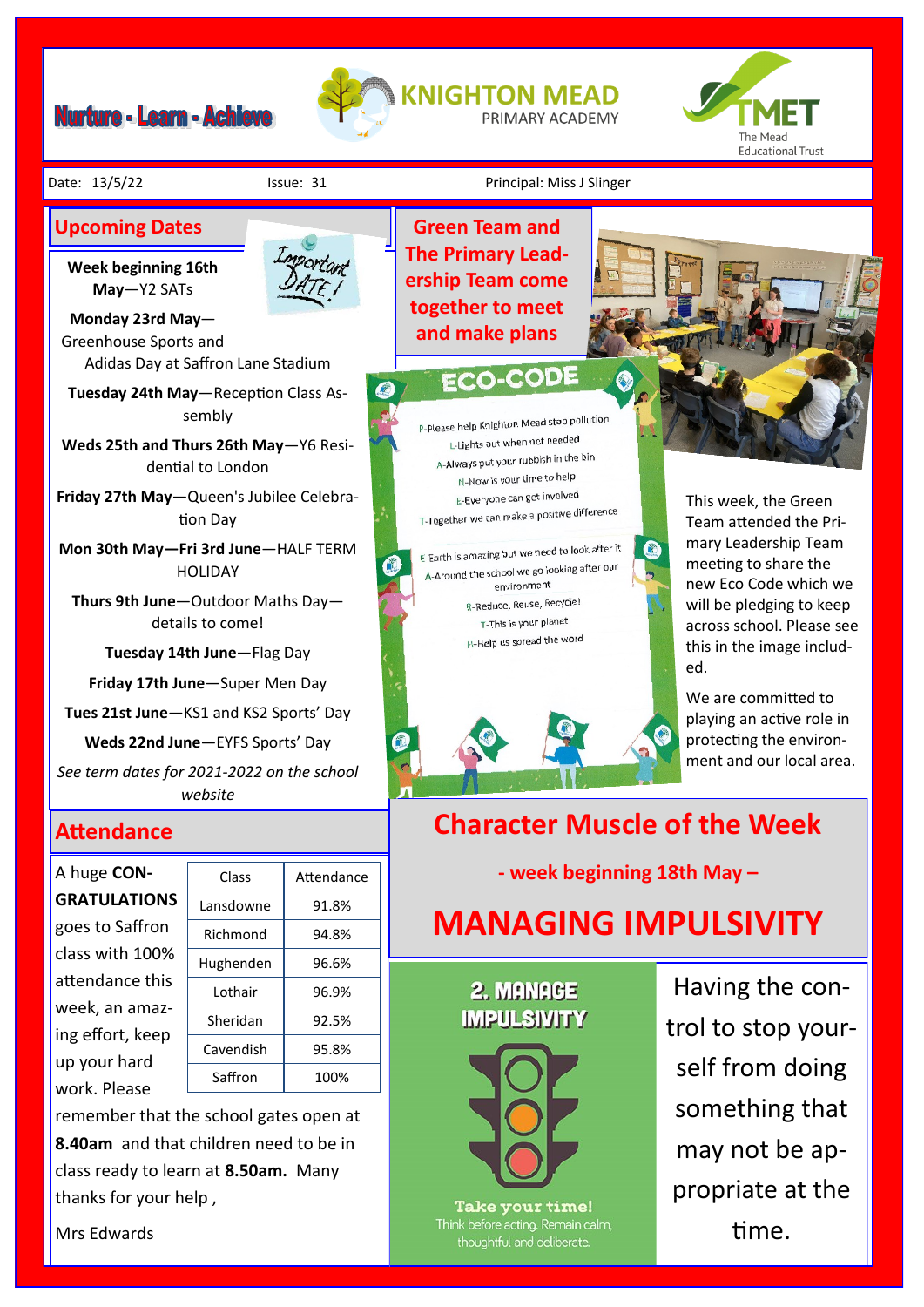Nurture - Learn - Achieve

KNIGHTON MEAD PRIMARY ACADEMY

TMET The Mead Educational Trust

Date: 13/5/22 Issue: 31 Principal: Miss J Slinger

## Upcoming Dates

**Week beginning 16th May**—Y2 SATs

**Monday 23rd May**—Greenhouse Sports and Adidas Day at Saffron Lane Stadium

**Tuesday 24th May**—Reception Class Assembly

**Weds 25th and Thurs 26th May**—Y6 Residential to London

**Friday 27th May**—Queen's Jubilee Celebration Day

**Mon 30th May—Fri 3rd June**—HALF TERM HOLIDAY

**Thurs 9th June**—Outdoor Maths Day—details to come!

**Tuesday 14th June**—Flag Day

**Friday 17th June**—Super Men Day

**Tues 21st June**—KS1 and KS2 Sports' Day

**Weds 22nd June**—EYFS Sports' Day

*See term dates for 2021-2022 on the school website*

## Green Team and The Primary Leadership Team come together to meet and make plans

ECO-CODE

P-Please help Knighton Mead stop pollution
L-Lights out when not needed
A-Always put your rubbish in the bin
N-Now is your time to help
E-Everyone can get involved
T-Together we can make a positive difference

E-Earth is amazing but we need to look after it
A-Around the school we go looking after our environment
R-Reduce, Reuse, Recycle!
T-This is your planet
H-Help us spread the word

This week, the Green Team attended the Primary Leadership Team meeting to share the new Eco Code which we will be pledging to keep across school. Please see this in the image included.

We are committed to playing an active role in protecting the environment and our local area.

## Attendance

A huge **CONGRATULATIONS** goes to Saffron class with 100% attendance this week, an amazing effort, keep up your hard work. Please remember that the school gates open at **8.40am** and that children need to be in class ready to learn at **8.50am.** Many thanks for your help ,

| Class | Attendance |
|---|---|
| Lansdowne | 91.8% |
| Richmond | 94.8% |
| Hughenden | 96.6% |
| Lothair | 96.9% |
| Sheridan | 92.5% |
| Cavendish | 95.8% |
| Saffron | 100% |

Mrs Edwards

## Character Muscle of the Week

**- week beginning 18th May –**

# MANAGING IMPULSIVITY

2. MANAGE IMPULSIVITY

Take your time!
Think before acting. Remain calm, thoughtful and deliberate.

Having the control to stop yourself from doing something that may not be appropriate at the time.